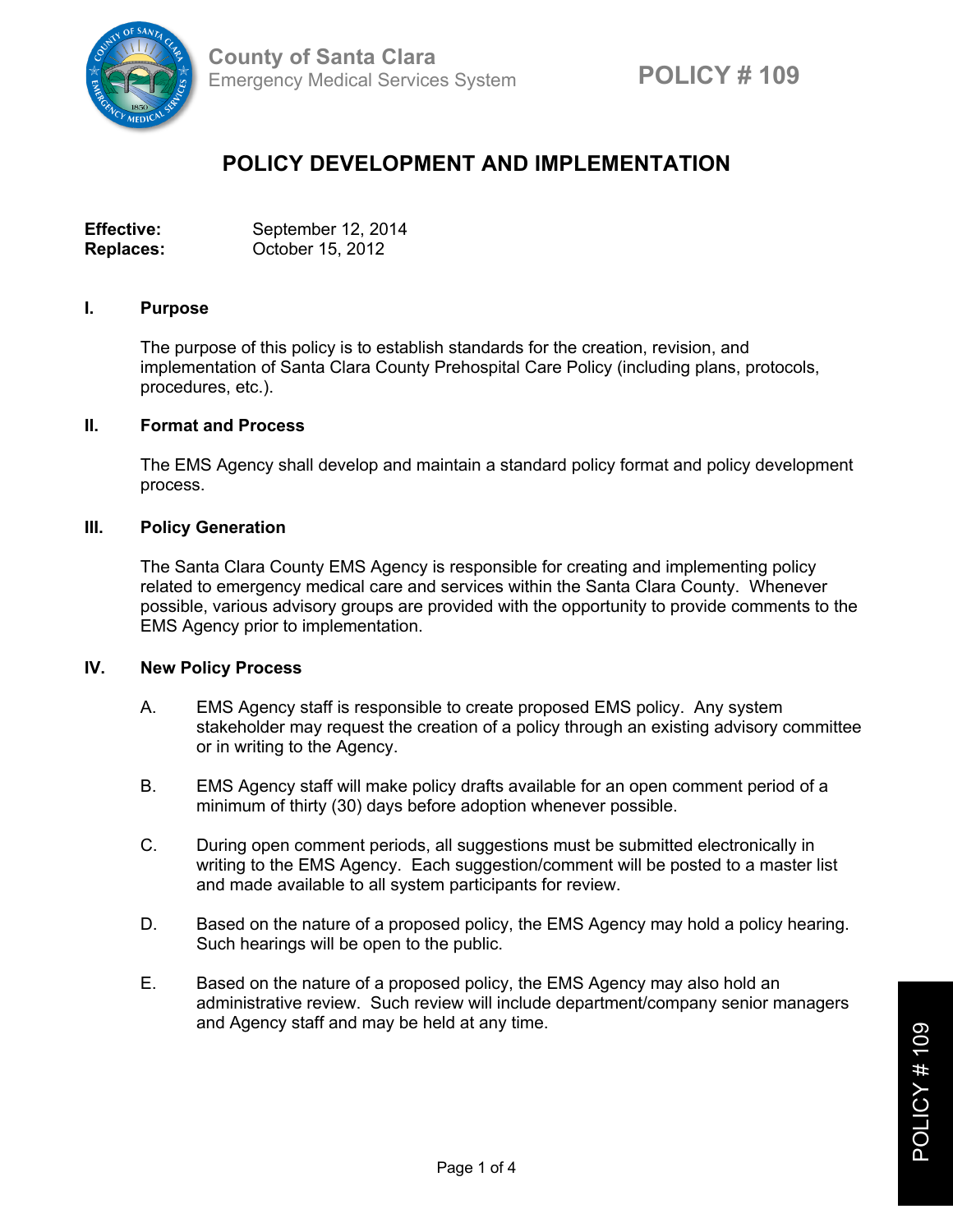County of Santa Clara
Emergency Medical Services System

POLICY # 109

# POLICY DEVELOPMENT AND IMPLEMENTATION

**Effective:** September 12, 2014
**Replaces:** October 15, 2012

## I. Purpose

The purpose of this policy is to establish standards for the creation, revision, and implementation of Santa Clara County Prehospital Care Policy (including plans, protocols, procedures, etc.).

## II. Format and Process

The EMS Agency shall develop and maintain a standard policy format and policy development process.

## III. Policy Generation

The Santa Clara County EMS Agency is responsible for creating and implementing policy related to emergency medical care and services within the Santa Clara County. Whenever possible, various advisory groups are provided with the opportunity to provide comments to the EMS Agency prior to implementation.

## IV. New Policy Process

A. EMS Agency staff is responsible to create proposed EMS policy. Any system stakeholder may request the creation of a policy through an existing advisory committee or in writing to the Agency.

B. EMS Agency staff will make policy drafts available for an open comment period of a minimum of thirty (30) days before adoption whenever possible.

C. During open comment periods, all suggestions must be submitted electronically in writing to the EMS Agency. Each suggestion/comment will be posted to a master list and made available to all system participants for review.

D. Based on the nature of a proposed policy, the EMS Agency may hold a policy hearing. Such hearings will be open to the public.

E. Based on the nature of a proposed policy, the EMS Agency may also hold an administrative review. Such review will include department/company senior managers and Agency staff and may be held at any time.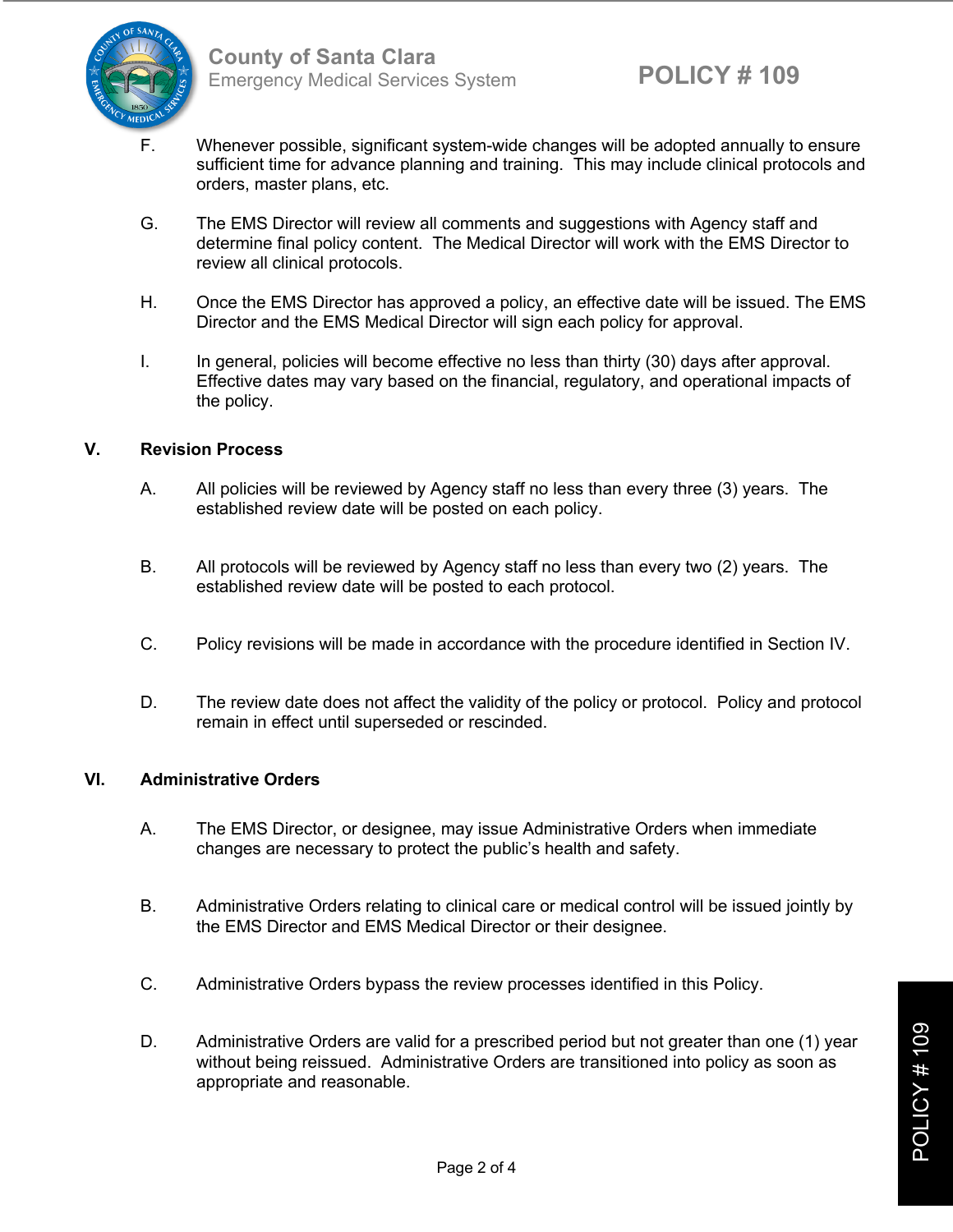F. Whenever possible, significant system-wide changes will be adopted annually to ensure sufficient time for advance planning and training. This may include clinical protocols and orders, master plans, etc.

G. The EMS Director will review all comments and suggestions with Agency staff and determine final policy content. The Medical Director will work with the EMS Director to review all clinical protocols.

H. Once the EMS Director has approved a policy, an effective date will be issued. The EMS Director and the EMS Medical Director will sign each policy for approval.

I. In general, policies will become effective no less than thirty (30) days after approval. Effective dates may vary based on the financial, regulatory, and operational impacts of the policy.

## V. Revision Process

A. All policies will be reviewed by Agency staff no less than every three (3) years. The established review date will be posted on each policy.

B. All protocols will be reviewed by Agency staff no less than every two (2) years. The established review date will be posted to each protocol.

C. Policy revisions will be made in accordance with the procedure identified in Section IV.

D. The review date does not affect the validity of the policy or protocol. Policy and protocol remain in effect until superseded or rescinded.

## VI. Administrative Orders

A. The EMS Director, or designee, may issue Administrative Orders when immediate changes are necessary to protect the public's health and safety.

B. Administrative Orders relating to clinical care or medical control will be issued jointly by the EMS Director and EMS Medical Director or their designee.

C. Administrative Orders bypass the review processes identified in this Policy.

D. Administrative Orders are valid for a prescribed period but not greater than one (1) year without being reissued. Administrative Orders are transitioned into policy as soon as appropriate and reasonable.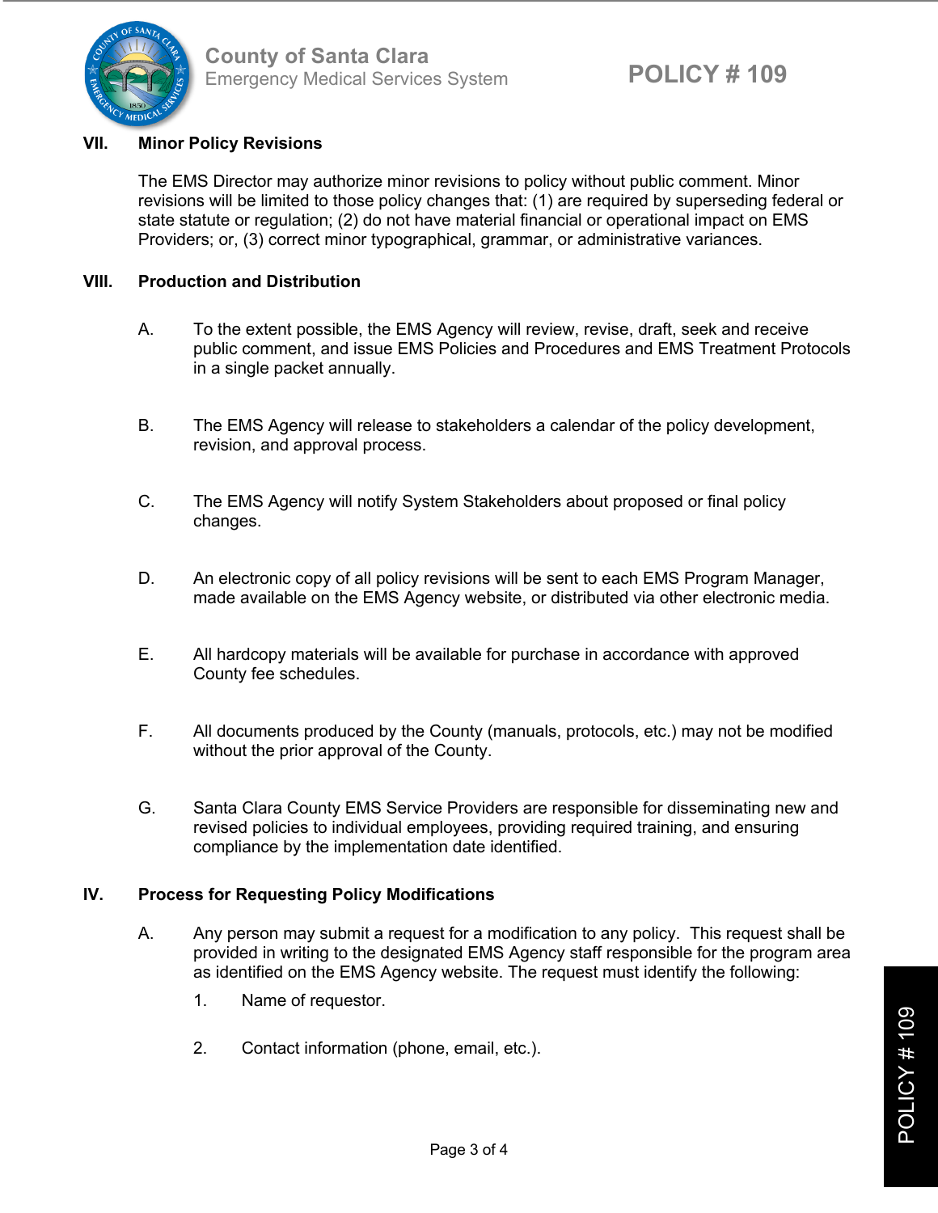## VII. Minor Policy Revisions

The EMS Director may authorize minor revisions to policy without public comment. Minor revisions will be limited to those policy changes that: (1) are required by superseding federal or state statute or regulation; (2) do not have material financial or operational impact on EMS Providers; or, (3) correct minor typographical, grammar, or administrative variances.

## VIII. Production and Distribution

A. To the extent possible, the EMS Agency will review, revise, draft, seek and receive public comment, and issue EMS Policies and Procedures and EMS Treatment Protocols in a single packet annually.

B. The EMS Agency will release to stakeholders a calendar of the policy development, revision, and approval process.

C. The EMS Agency will notify System Stakeholders about proposed or final policy changes.

D. An electronic copy of all policy revisions will be sent to each EMS Program Manager, made available on the EMS Agency website, or distributed via other electronic media.

E. All hardcopy materials will be available for purchase in accordance with approved County fee schedules.

F. All documents produced by the County (manuals, protocols, etc.) may not be modified without the prior approval of the County.

G. Santa Clara County EMS Service Providers are responsible for disseminating new and revised policies to individual employees, providing required training, and ensuring compliance by the implementation date identified.

## IV. Process for Requesting Policy Modifications

A. Any person may submit a request for a modification to any policy. This request shall be provided in writing to the designated EMS Agency staff responsible for the program area as identified on the EMS Agency website. The request must identify the following:

1. Name of requestor.

2. Contact information (phone, email, etc.).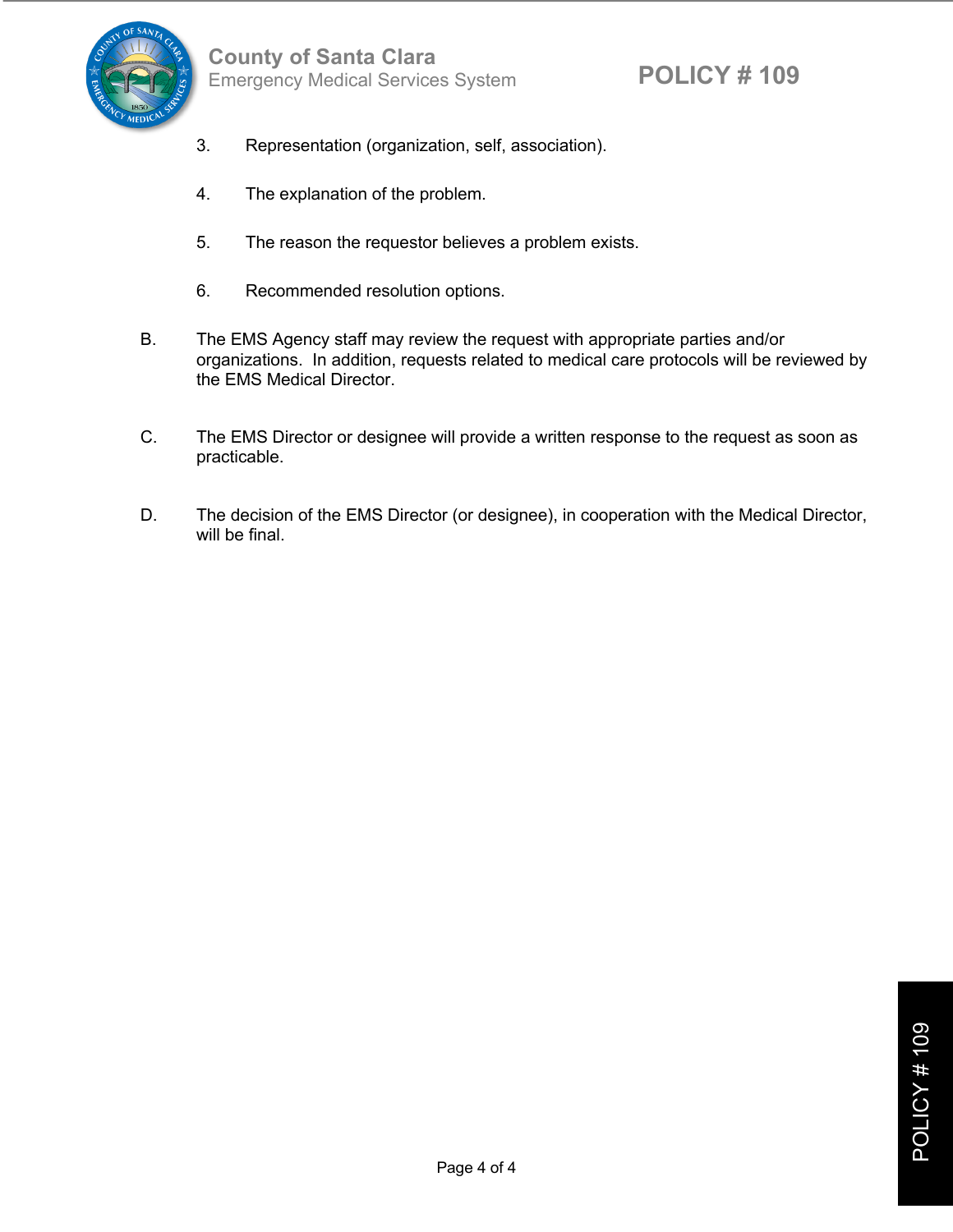3. Representation (organization, self, association).

4. The explanation of the problem.

5. The reason the requestor believes a problem exists.

6. Recommended resolution options.

B. The EMS Agency staff may review the request with appropriate parties and/or organizations. In addition, requests related to medical care protocols will be reviewed by the EMS Medical Director.

C. The EMS Director or designee will provide a written response to the request as soon as practicable.

D. The decision of the EMS Director (or designee), in cooperation with the Medical Director, will be final.